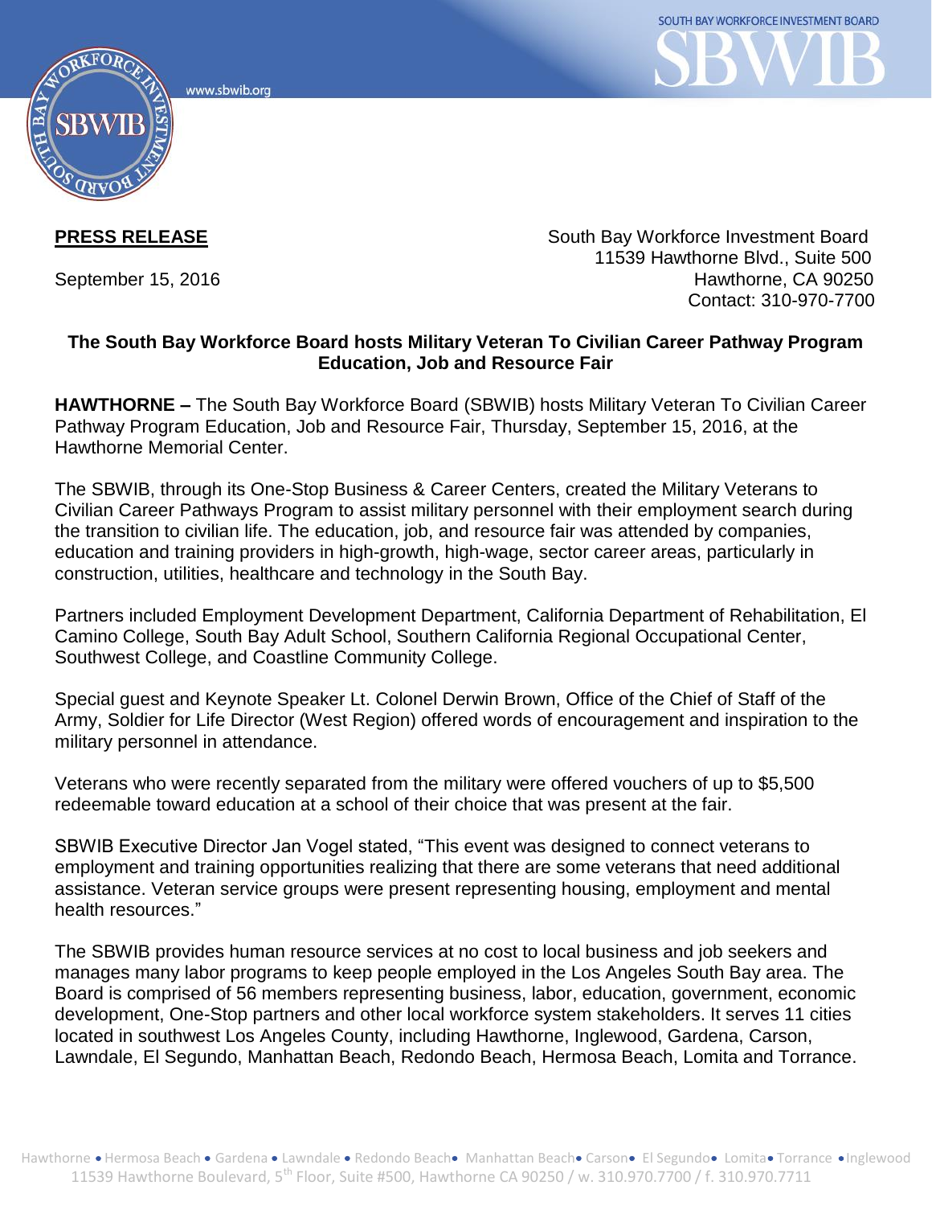SOUTH BAY WORKFORCE INVESTMENT BOARD

SBWIB

www.sbwib.org

**PRESS RELEASE**

September 15, 2016

South Bay Workforce Investment Board
11539 Hawthorne Blvd., Suite 500
Hawthorne, CA 90250
Contact: 310-970-7700

**The South Bay Workforce Board hosts Military Veteran To Civilian Career Pathway Program Education, Job and Resource Fair**

**HAWTHORNE –** The South Bay Workforce Board (SBWIB) hosts Military Veteran To Civilian Career Pathway Program Education, Job and Resource Fair, Thursday, September 15, 2016, at the Hawthorne Memorial Center.

The SBWIB, through its One-Stop Business & Career Centers, created the Military Veterans to Civilian Career Pathways Program to assist military personnel with their employment search during the transition to civilian life. The education, job, and resource fair was attended by companies, education and training providers in high-growth, high-wage, sector career areas, particularly in construction, utilities, healthcare and technology in the South Bay.

Partners included Employment Development Department, California Department of Rehabilitation, El Camino College, South Bay Adult School, Southern California Regional Occupational Center, Southwest College, and Coastline Community College.

Special guest and Keynote Speaker Lt. Colonel Derwin Brown, Office of the Chief of Staff of the Army, Soldier for Life Director (West Region) offered words of encouragement and inspiration to the military personnel in attendance.

Veterans who were recently separated from the military were offered vouchers of up to $5,500 redeemable toward education at a school of their choice that was present at the fair.

SBWIB Executive Director Jan Vogel stated, "This event was designed to connect veterans to employment and training opportunities realizing that there are some veterans that need additional assistance. Veteran service groups were present representing housing, employment and mental health resources."

The SBWIB provides human resource services at no cost to local business and job seekers and manages many labor programs to keep people employed in the Los Angeles South Bay area. The Board is comprised of 56 members representing business, labor, education, government, economic development, One-Stop partners and other local workforce system stakeholders. It serves 11 cities located in southwest Los Angeles County, including Hawthorne, Inglewood, Gardena, Carson, Lawndale, El Segundo, Manhattan Beach, Redondo Beach, Hermosa Beach, Lomita and Torrance.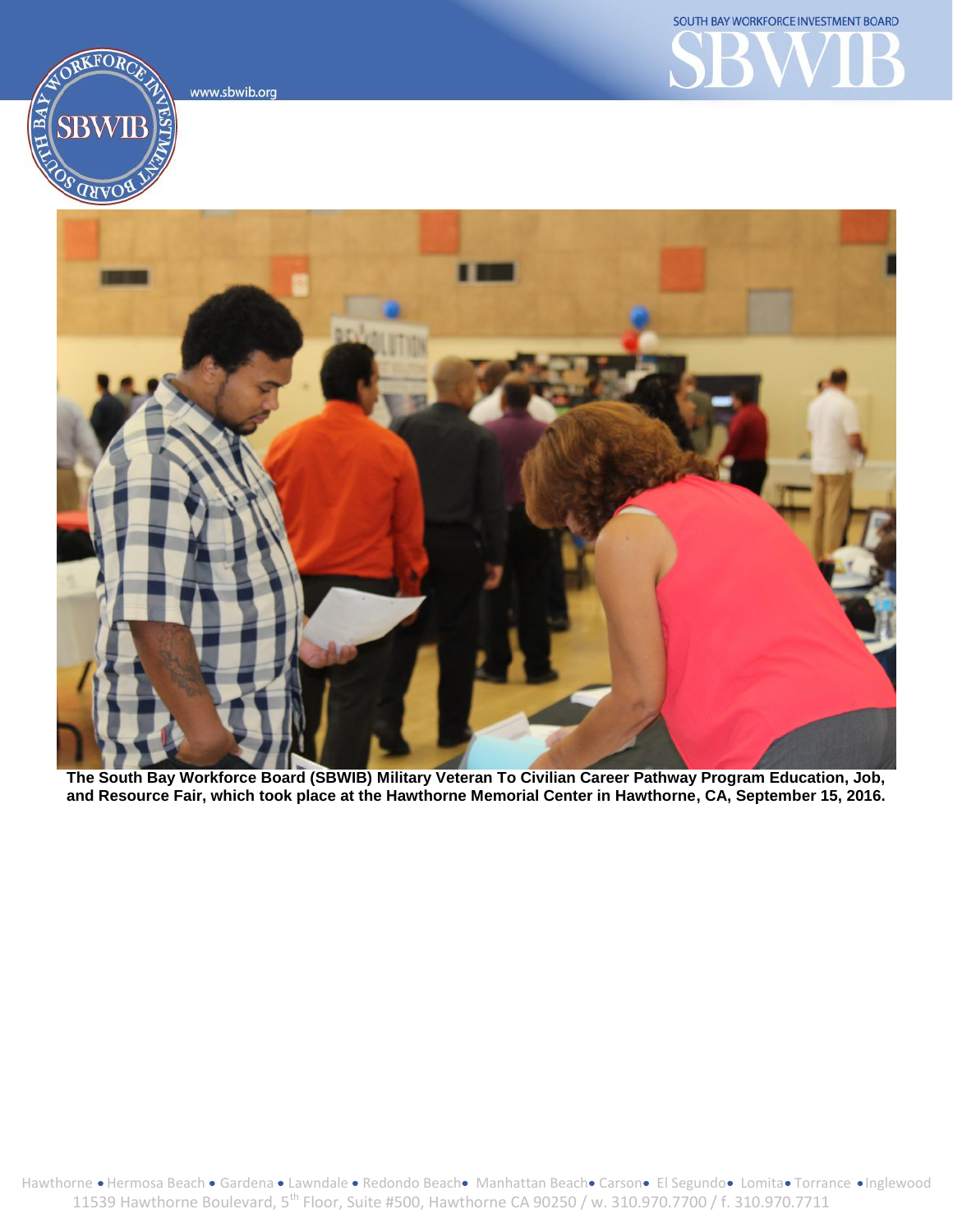**The South Bay Workforce Board (SBWIB) Military Veteran To Civilian Career Pathway Program Education, Job, and Resource Fair, which took place at the Hawthorne Memorial Center in Hawthorne, CA, September 15, 2016.**